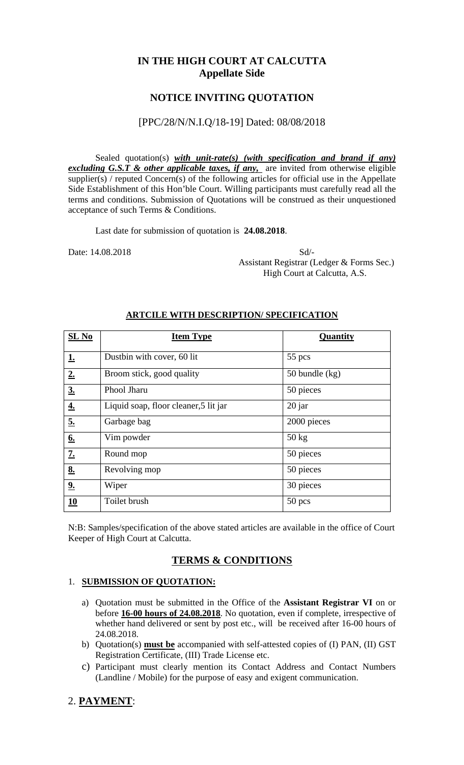# IN THE HIGH COURT AT CALCUTTA
## Appellate Side

## NOTICE INVITING QUOTATION

[PPC/28/N/N.I.Q/18-19] Dated: 08/08/2018

Sealed quotation(s) ***with unit-rate(s) (with specification and brand if any) excluding G.S.T & other applicable taxes, if any,*** are invited from otherwise eligible supplier(s) / reputed Concern(s) of the following articles for official use in the Appellate Side Establishment of this Hon'ble Court. Willing participants must carefully read all the terms and conditions. Submission of Quotations will be construed as their unquestioned acceptance of such Terms & Conditions.

Last date for submission of quotation is **24.08.2018**.

Date: 14.08.2018

Sd/-
Assistant Registrar (Ledger & Forms Sec.)
High Court at Calcutta, A.S.

**ARTCILE WITH DESCRIPTION/ SPECIFICATION**

| SL No | Item Type | Quantity |
|---|---|---|
| 1. | Dustbin with cover, 60 lit | 55 pcs |
| 2. | Broom stick, good quality | 50 bundle (kg) |
| 3. | Phool Jharu | 50 pieces |
| 4. | Liquid soap, floor cleaner,5 lit jar | 20 jar |
| 5. | Garbage bag | 2000 pieces |
| 6. | Vim powder | 50 kg |
| 7. | Round mop | 50 pieces |
| 8. | Revolving mop | 50 pieces |
| 9. | Wiper | 30 pieces |
| 10 | Toilet brush | 50 pcs |

N:B: Samples/specification of the above stated articles are available in the office of Court Keeper of High Court at Calcutta.

## TERMS & CONDITIONS

1. **SUBMISSION OF QUOTATION:**
   a) Quotation must be submitted in the Office of the **Assistant Registrar VI** on or before **16-00 hours of 24.08.2018**. No quotation, even if complete, irrespective of whether hand delivered or sent by post etc., will be received after 16-00 hours of 24.08.2018.
   b) Quotation(s) **must be** accompanied with self-attested copies of (I) PAN, (II) GST Registration Certificate, (III) Trade License etc.
   c) Participant must clearly mention its Contact Address and Contact Numbers (Landline / Mobile) for the purpose of easy and exigent communication.

2. **PAYMENT**: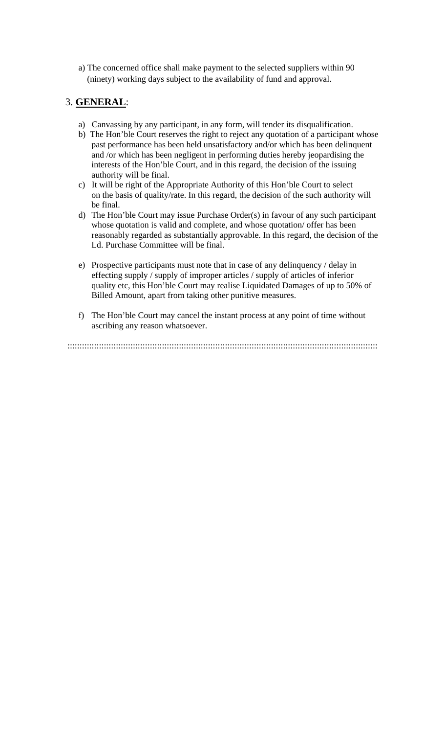a) The concerned office shall make payment to the selected suppliers within 90 (ninety) working days subject to the availability of fund and approval.

3. **GENERAL**:

a) Canvassing by any participant, in any form, will tender its disqualification.
b) The Hon'ble Court reserves the right to reject any quotation of a participant whose past performance has been held unsatisfactory and/or which has been delinquent and /or which has been negligent in performing duties hereby jeopardising the interests of the Hon'ble Court, and in this regard, the decision of the issuing authority will be final.
c) It will be right of the Appropriate Authority of this Hon'ble Court to select on the basis of quality/rate. In this regard, the decision of the such authority will be final.
d) The Hon'ble Court may issue Purchase Order(s) in favour of any such participant whose quotation is valid and complete, and whose quotation/ offer has been reasonably regarded as substantially approvable. In this regard, the decision of the Ld. Purchase Committee will be final.
e) Prospective participants must note that in case of any delinquency / delay in effecting supply / supply of improper articles / supply of articles of inferior quality etc, this Hon'ble Court may realise Liquidated Damages of up to 50% of Billed Amount, apart from taking other punitive measures.
f) The Hon'ble Court may cancel the instant process at any point of time without ascribing any reason whatsoever.

::::::::::::::::::::::::::::::::::::::::::::::::::::::::::::::::::::::::::::::::::::::::::::::::::::::::::::::::::::::::::::::::::::::::::::